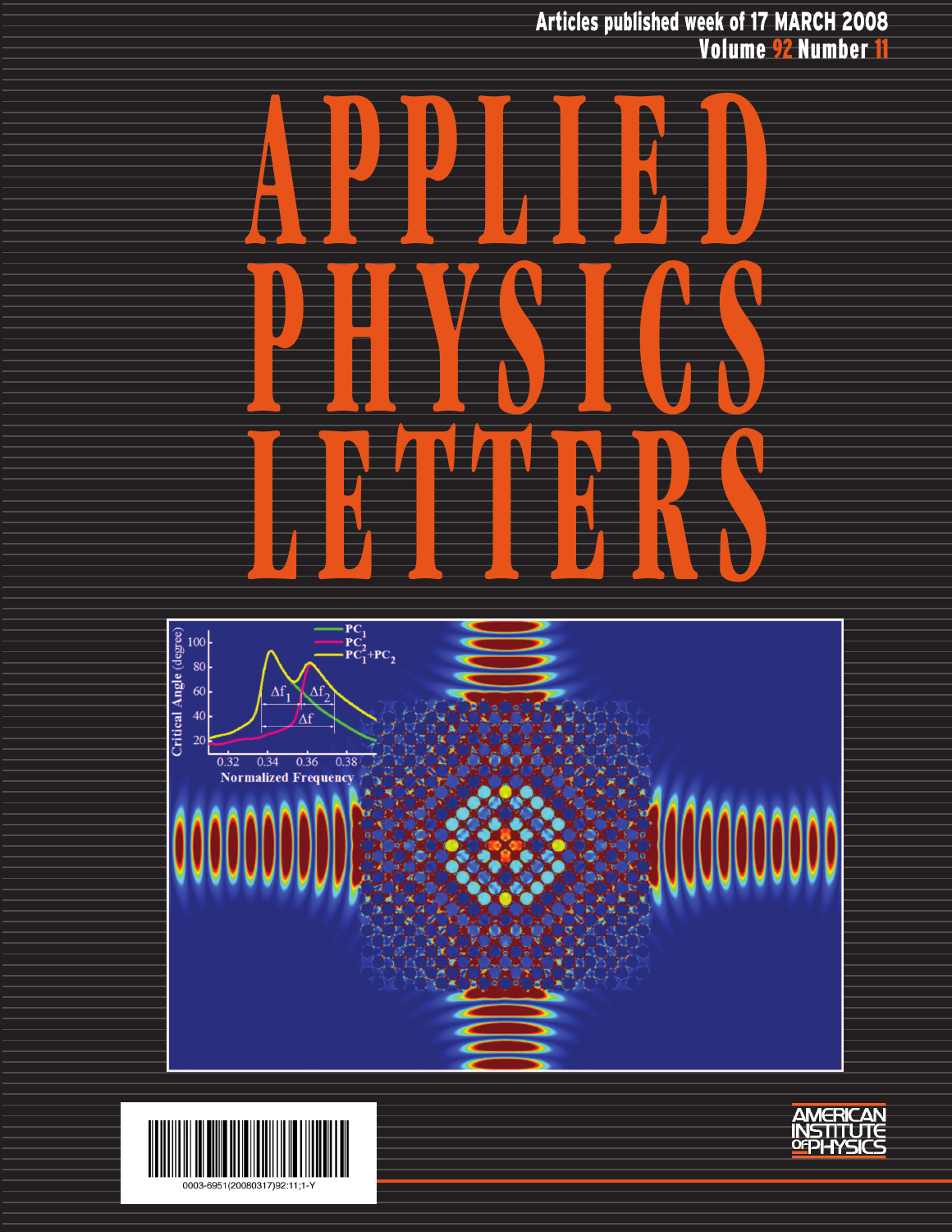Articles published week of 17 MARCH 2008

Volume 92 Number 11

# APPLIED PHYSICS LETTERS

0003-6951(20080317)92:11;1-Y

AMERICAN INSTITUTE OF PHYSICS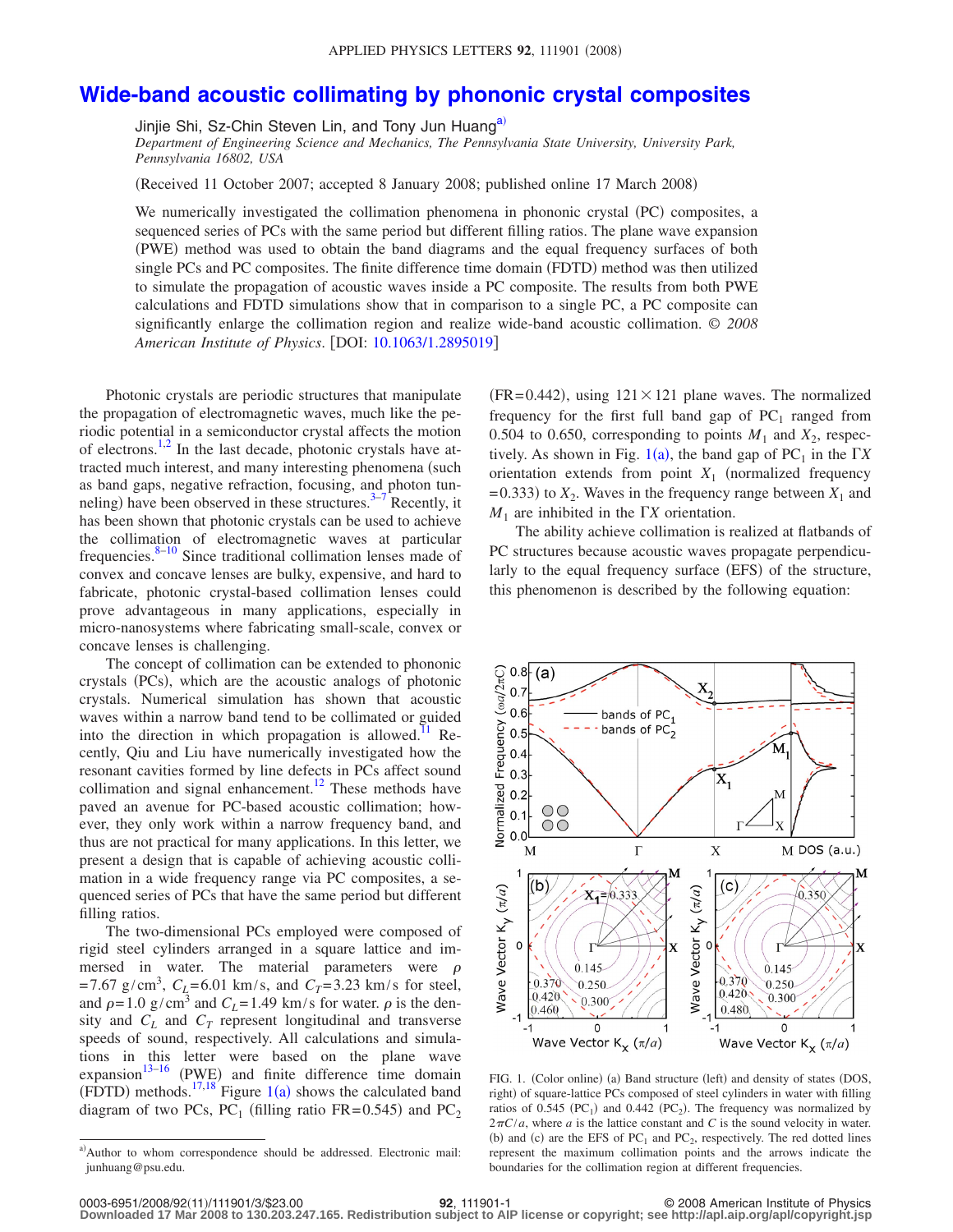# Wide-band acoustic collimating by phononic crystal composites

Jinjie Shi, Sz-Chin Steven Lin, and Tony Jun Huang[a)]

*Department of Engineering Science and Mechanics, The Pennsylvania State University, University Park, Pennsylvania 16802, USA*

(Received 11 October 2007; accepted 8 January 2008; published online 17 March 2008)

We numerically investigated the collimation phenomena in phononic crystal (PC) composites, a sequenced series of PCs with the same period but different filling ratios. The plane wave expansion (PWE) method was used to obtain the band diagrams and the equal frequency surfaces of both single PCs and PC composites. The finite difference time domain (FDTD) method was then utilized to simulate the propagation of acoustic waves inside a PC composite. The results from both PWE calculations and FDTD simulations show that in comparison to a single PC, a PC composite can significantly enlarge the collimation region and realize wide-band acoustic collimation. © *2008 American Institute of Physics*. [DOI: 10.1063/1.2895019]

Photonic crystals are periodic structures that manipulate the propagation of electromagnetic waves, much like the periodic potential in a semiconductor crystal affects the motion of electrons.[1,2] In the last decade, photonic crystals have attracted much interest, and many interesting phenomena (such as band gaps, negative refraction, focusing, and photon tunneling) have been observed in these structures.[3–7] Recently, it has been shown that photonic crystals can be used to achieve the collimation of electromagnetic waves at particular frequencies.[8–10] Since traditional collimation lenses made of convex and concave lenses are bulky, expensive, and hard to fabricate, photonic crystal-based collimation lenses could prove advantageous in many applications, especially in micro-nanosystems where fabricating small-scale, convex or concave lenses is challenging.

The concept of collimation can be extended to phononic crystals (PCs), which are the acoustic analogs of photonic crystals. Numerical simulation has shown that acoustic waves within a narrow band tend to be collimated or guided into the direction in which propagation is allowed.[11] Recently, Qiu and Liu have numerically investigated how the resonant cavities formed by line defects in PCs affect sound collimation and signal enhancement.[12] These methods have paved an avenue for PC-based acoustic collimation; however, they only work within a narrow frequency band, and thus are not practical for many applications. In this letter, we present a design that is capable of achieving acoustic collimation in a wide frequency range via PC composites, a sequenced series of PCs that have the same period but different filling ratios.

The two-dimensional PCs employed were composed of rigid steel cylinders arranged in a square lattice and immersed in water. The material parameters were $\rho = 7.67\ \text{g/cm}^3$, $C_L = 6.01\ \text{km/s}$, and $C_T = 3.23\ \text{km/s}$ for steel, and $\rho = 1.0\ \text{g/cm}^3$ and $C_L = 1.49\ \text{km/s}$ for water. $\rho$ is the density and $C_L$ and $C_T$ represent longitudinal and transverse speeds of sound, respectively. All calculations and simulations in this letter were based on the plane wave expansion[13–16] (PWE) and finite difference time domain (FDTD) methods.[17,18] Figure 1(a) shows the calculated band diagram of two PCs, $PC_1$ (filling ratio FR=0.545) and $PC_2$ (FR=0.442), using $121 \times 121$ plane waves. The normalized frequency for the first full band gap of $PC_1$ ranged from 0.504 to 0.650, corresponding to points $M_1$ and $X_2$, respectively. As shown in Fig. 1(a), the band gap of $PC_1$ in the $\Gamma X$ orientation extends from point $X_1$ (normalized frequency =0.333) to $X_2$. Waves in the frequency range between $X_1$ and $M_1$ are inhibited in the $\Gamma X$ orientation.

The ability achieve collimation is realized at flatbands of PC structures because acoustic waves propagate perpendicularly to the equal frequency surface (EFS) of the structure, this phenomenon is described by the following equation:

FIG. 1. (Color online) (a) Band structure (left) and density of states (DOS, right) of square-lattice PCs composed of steel cylinders in water with filling ratios of 0.545 ($PC_1$) and 0.442 ($PC_2$). The frequency was normalized by $2\pi C/a$, where $a$ is the lattice constant and $C$ is the sound velocity in water. (b) and (c) are the EFS of $PC_1$ and $PC_2$, respectively. The red dotted lines represent the maximum collimation points and the arrows indicate the boundaries for the collimation region at different frequencies.

[a)]Author to whom correspondence should be addressed. Electronic mail: junhuang@psu.edu.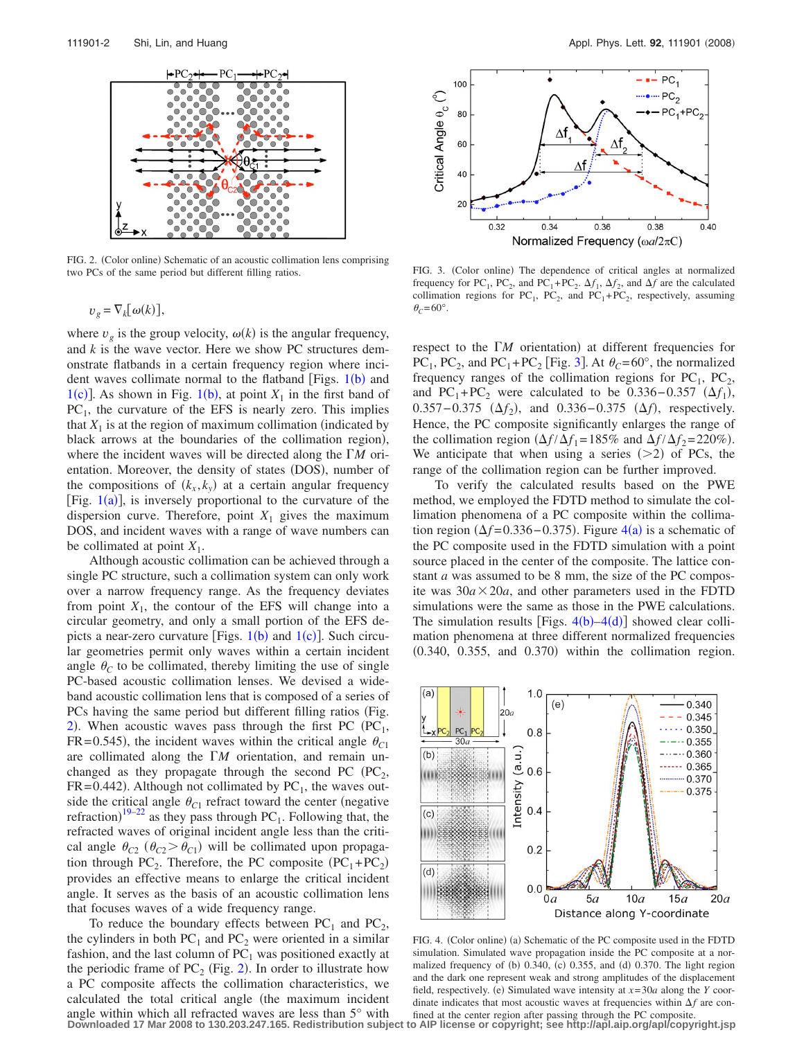FIG. 2. (Color online) Schematic of an acoustic collimation lens comprising two PCs of the same period but different filling ratios.

FIG. 3. (Color online) The dependence of critical angles at normalized frequency for $PC_1$, $PC_2$, and $PC_1+PC_2$. $\Delta f_1$, $\Delta f_2$, and $\Delta f$ are the calculated collimation regions for $PC_1$, $PC_2$, and $PC_1+PC_2$, respectively, assuming $\theta_C=60°$.

$$v_g = \nabla_k[\omega(k)],$$

where $v_g$ is the group velocity, $\omega(k)$ is the angular frequency, and $k$ is the wave vector. Here we show PC structures demonstrate flatbands in a certain frequency region where incident waves collimate normal to the flatband [Figs. 1(b) and 1(c)]. As shown in Fig. 1(b), at point $X_1$ in the first band of $PC_1$, the curvature of the EFS is nearly zero. This implies that $X_1$ is at the region of maximum collimation (indicated by black arrows at the boundaries of the collimation region), where the incident waves will be directed along the $\Gamma M$ orientation. Moreover, the density of states (DOS), number of the compositions of $(k_x, k_y)$ at a certain angular frequency [Fig. 1(a)], is inversely proportional to the curvature of the dispersion curve. Therefore, point $X_1$ gives the maximum DOS, and incident waves with a range of wave numbers can be collimated at point $X_1$.

Although acoustic collimation can be achieved through a single PC structure, such a collimation system can only work over a narrow frequency range. As the frequency deviates from point $X_1$, the contour of the EFS will change into a circular geometry, and only a small portion of the EFS depicts a near-zero curvature [Figs. 1(b) and 1(c)]. Such circular geometries permit only waves within a certain incident angle $\theta_C$ to be collimated, thereby limiting the use of single PC-based acoustic collimation lenses. We devised a wide-band acoustic collimation lens that is composed of a series of PCs having the same period but different filling ratios (Fig. 2). When acoustic waves pass through the first PC ($PC_1$, FR=0.545), the incident waves within the critical angle $\theta_{C1}$ are collimated along the $\Gamma M$ orientation, and remain unchanged as they propagate through the second PC ($PC_2$, FR=0.442). Although not collimated by $PC_1$, the waves outside the critical angle $\theta_{C1}$ refract toward the center (negative refraction)[19–22] as they pass through $PC_1$. Following that, the refracted waves of original incident angle less than the critical angle $\theta_{C2}$ ($\theta_{C2}>\theta_{C1}$) will be collimated upon propagation through $PC_2$. Therefore, the PC composite ($PC_1+PC_2$) provides an effective means to enlarge the critical incident angle. It serves as the basis of an acoustic collimation lens that focuses waves of a wide frequency range.

To reduce the boundary effects between $PC_1$ and $PC_2$, the cylinders in both $PC_1$ and $PC_2$ were oriented in a similar fashion, and the last column of $PC_1$ was positioned exactly at the periodic frame of $PC_2$ (Fig. 2). In order to illustrate how a PC composite affects the collimation characteristics, we calculated the total critical angle (the maximum incident angle within all refracted waves are less than 5° with respect to the $\Gamma M$ orientation) at different frequencies for $PC_1$, $PC_2$, and $PC_1+PC_2$ [Fig. 3]. At $\theta_C=60°$, the normalized frequency ranges of the collimation regions for $PC_1$, $PC_2$, and $PC_1+PC_2$ were calculated to be 0.336–0.357 ($\Delta f_1$), 0.357–0.375 ($\Delta f_2$), and 0.336–0.375 ($\Delta f$), respectively. Hence, the PC composite significantly enlarges the range of the collimation region ($\Delta f/\Delta f_1=185\%$ and $\Delta f/\Delta f_2=220\%$). We anticipate that when using a series (>2) of PCs, the range of the collimation region can be further improved.

To verify the calculated results based on the PWE method, we employed the FDTD method to simulate the collimation phenomena of a PC composite within the collimation region ($\Delta f=0.336$–$0.375$). Figure 4(a) is a schematic of the PC composite used in the FDTD simulation with a point source placed in the center of the composite. The lattice constant $a$ was assumed to be 8 mm, the size of the PC composite was $30a\times 20a$, and other parameters used in the FDTD simulations were the same as those in the PWE calculations. The simulation results [Figs. 4(b)–4(d)] showed clear collimation phenomena at three different normalized frequencies (0.340, 0.355, and 0.370) within the collimation region.

FIG. 4. (Color online) (a) Schematic of the PC composite used in the FDTD simulation. Simulated wave propagation inside the PC composite at a normalized frequency of (b) 0.340, (c) 0.355, and (d) 0.370. The light region and the dark one represent weak and strong amplitudes of the displacement field, respectively. (e) Simulated wave intensity at $x=30a$ along the $Y$ coordinate indicates that most acoustic waves at frequencies within $\Delta f$ are confined at the center region after passing through the PC composite.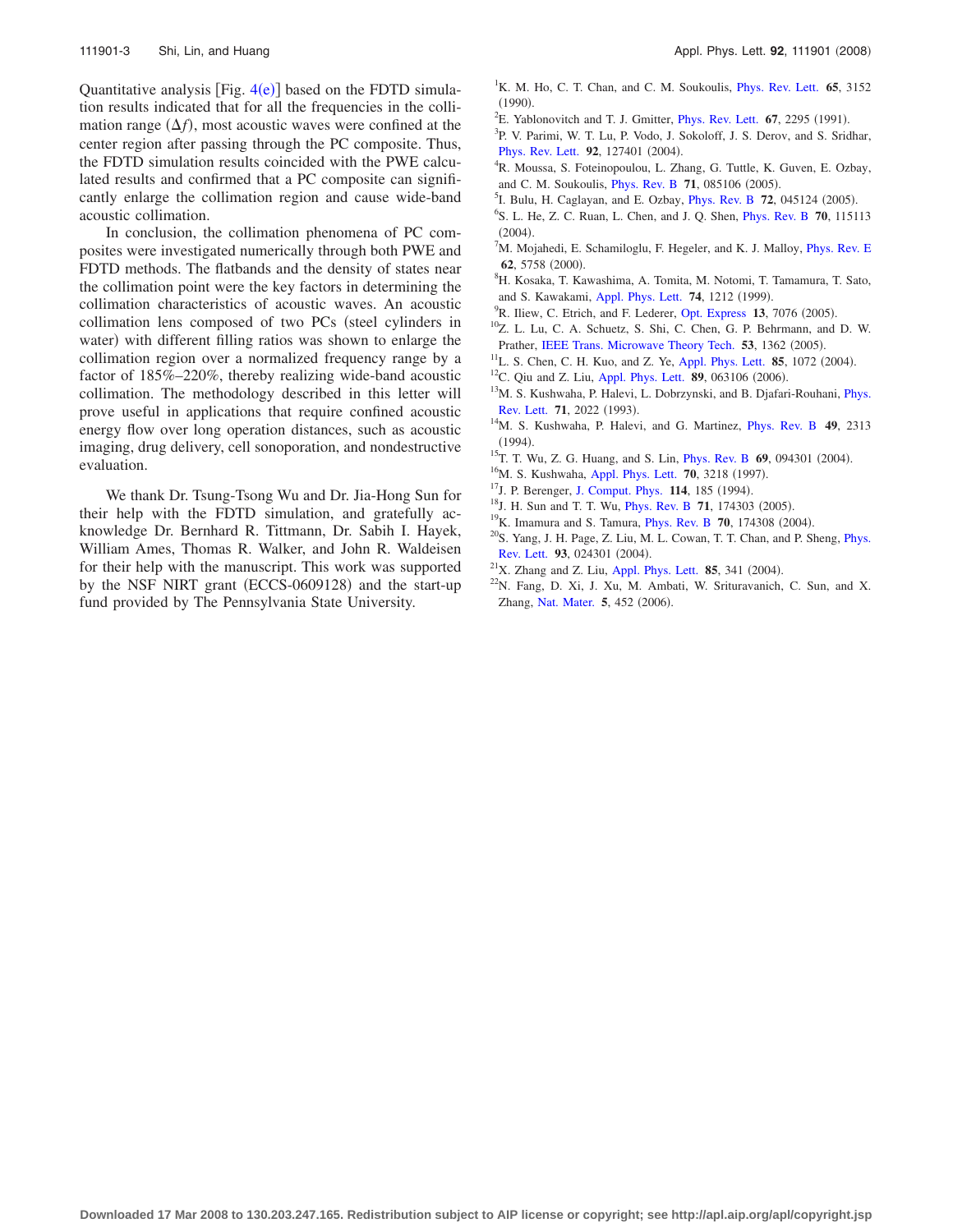Quantitative analysis [Fig. 4(e)] based on the FDTD simulation results indicated that for all the frequencies in the collimation range ($\Delta f$), most acoustic waves were confined at the center region after passing through the PC composite. Thus, the FDTD simulation results coincided with the PWE calculated results and confirmed that a PC composite can significantly enlarge the collimation region and cause wide-band acoustic collimation.

In conclusion, the collimation phenomena of PC composites were investigated numerically through both PWE and FDTD methods. The flatbands and the density of states near the collimation point were the key factors in determining the collimation characteristics of acoustic waves. An acoustic collimation lens composed of two PCs (steel cylinders in water) with different filling ratios was shown to enlarge the collimation region over a normalized frequency range by a factor of 185%–220%, thereby realizing wide-band acoustic collimation. The methodology described in this letter will prove useful in applications that require confined acoustic energy flow over long operation distances, such as acoustic imaging, drug delivery, cell sonoporation, and nondestructive evaluation.

We thank Dr. Tsung-Tsong Wu and Dr. Jia-Hong Sun for their help with the FDTD simulation, and gratefully acknowledge Dr. Bernhard R. Tittmann, Dr. Sabih I. Hayek, William Ames, Thomas R. Walker, and John R. Waldeisen for their help with the manuscript. This work was supported by the NSF NIRT grant (ECCS-0609128) and the start-up fund provided by The Pennsylvania State University.

[1] K. M. Ho, C. T. Chan, and C. M. Soukoulis, Phys. Rev. Lett. **65**, 3152 (1990).
[2] E. Yablonovitch and T. J. Gmitter, Phys. Rev. Lett. **67**, 2295 (1991).
[3] P. V. Parimi, W. T. Lu, P. Vodo, J. Sokoloff, J. S. Derov, and S. Sridhar, Phys. Rev. Lett. **92**, 127401 (2004).
[4] R. Moussa, S. Foteinopoulou, L. Zhang, G. Tuttle, K. Guven, E. Ozbay, and C. M. Soukoulis, Phys. Rev. B **71**, 085106 (2005).
[5] I. Bulu, H. Caglayan, and E. Ozbay, Phys. Rev. B **72**, 045124 (2005).
[6] S. L. He, Z. C. Ruan, L. Chen, and J. Q. Shen, Phys. Rev. B **70**, 115113 (2004).
[7] M. Mojahedi, E. Schamiloglu, F. Hegeler, and K. J. Malloy, Phys. Rev. E **62**, 5758 (2000).
[8] H. Kosaka, T. Kawashima, A. Tomita, M. Notomi, T. Tamamura, T. Sato, and S. Kawakami, Appl. Phys. Lett. **74**, 1212 (1999).
[9] R. Iliew, C. Etrich, and F. Lederer, Opt. Express **13**, 7076 (2005).
[10] Z. L. Lu, C. A. Schuetz, S. Shi, C. Chen, G. P. Behrmann, and D. W. Prather, IEEE Trans. Microwave Theory Tech. **53**, 1362 (2005).
[11] L. S. Chen, C. H. Kuo, and Z. Ye, Appl. Phys. Lett. **85**, 1072 (2004).
[12] C. Qiu and Z. Liu, Appl. Phys. Lett. **89**, 063106 (2006).
[13] M. S. Kushwaha, P. Halevi, L. Dobrzynski, and B. Djafari-Rouhani, Phys. Rev. Lett. **71**, 2022 (1993).
[14] M. S. Kushwaha, P. Halevi, and G. Martinez, Phys. Rev. B **49**, 2313 (1994).
[15] T. T. Wu, Z. G. Huang, and S. Lin, Phys. Rev. B **69**, 094301 (2004).
[16] M. S. Kushwaha, Appl. Phys. Lett. **70**, 3218 (1997).
[17] J. P. Berenger, J. Comput. Phys. **114**, 185 (1994).
[18] J. H. Sun and T. T. Wu, Phys. Rev. B **71**, 174303 (2005).
[19] K. Imamura and S. Tamura, Phys. Rev. B **70**, 174308 (2004).
[20] S. Yang, J. H. Page, Z. Liu, M. L. Cowan, T. T. Chan, and P. Sheng, Phys. Rev. Lett. **93**, 024301 (2004).
[21] X. Zhang and Z. Liu, Appl. Phys. Lett. **85**, 341 (2004).
[22] N. Fang, D. Xi, J. Xu, M. Ambati, W. Srituravanich, C. Sun, and X. Zhang, Nat. Mater. **5**, 452 (2006).